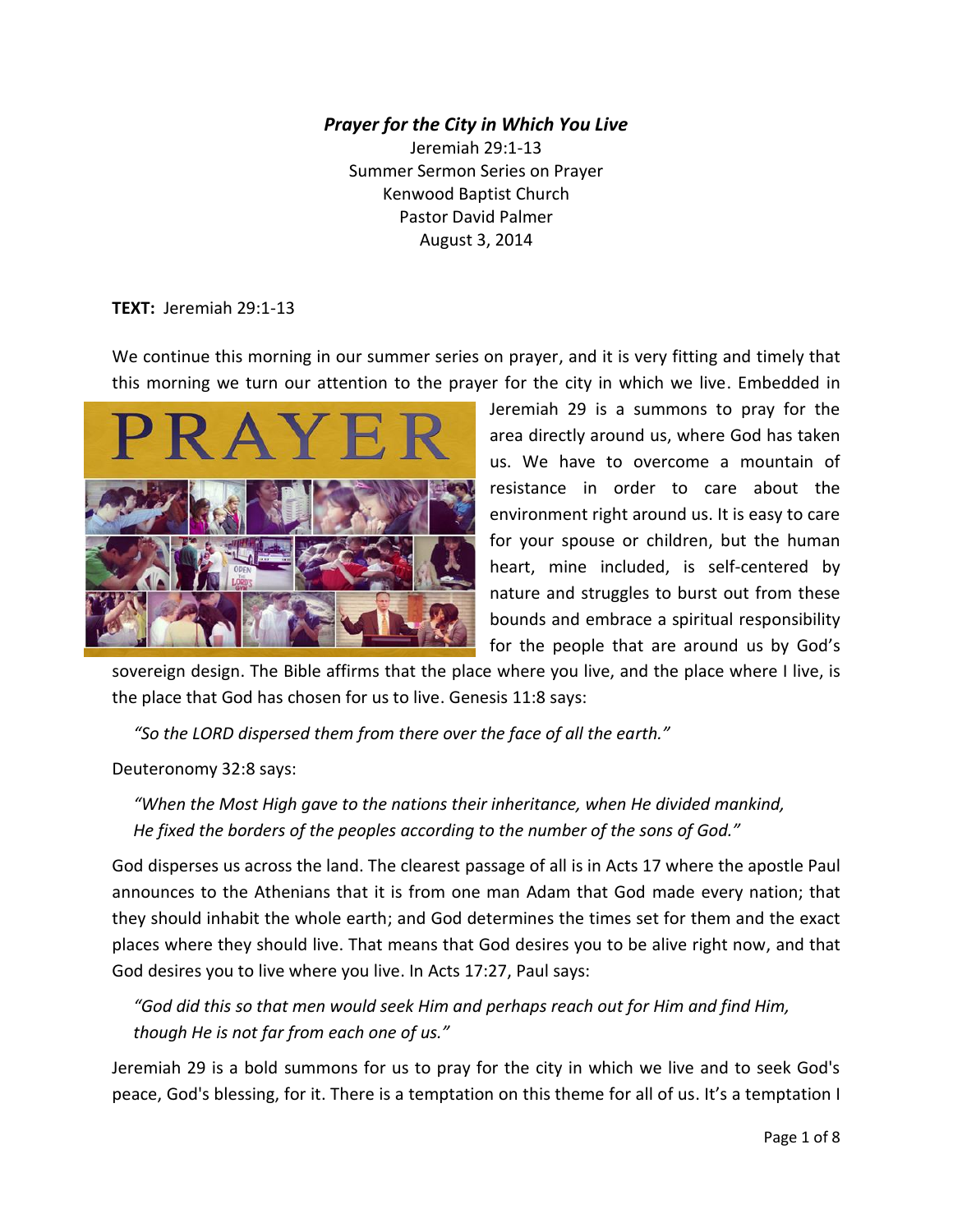***Prayer for the City in Which You Live***

Jeremiah 29:1-13
Summer Sermon Series on Prayer
Kenwood Baptist Church
Pastor David Palmer
August 3, 2014

**TEXT:** Jeremiah 29:1-13

We continue this morning in our summer series on prayer, and it is very fitting and timely that this morning we turn our attention to the prayer for the city in which we live. Embedded in Jeremiah 29 is a summons to pray for the area directly around us, where God has taken us. We have to overcome a mountain of resistance in order to care about the environment right around us. It is easy to care for your spouse or children, but the human heart, mine included, is self-centered by nature and struggles to burst out from these bounds and embrace a spiritual responsibility for the people that are around us by God's sovereign design. The Bible affirms that the place where you live, and the place where I live, is the place that God has chosen for us to live. Genesis 11:8 says:

> *"So the LORD dispersed them from there over the face of all the earth."*

Deuteronomy 32:8 says:

> *"When the Most High gave to the nations their inheritance, when He divided mankind,*
> *He fixed the borders of the peoples according to the number of the sons of God."*

God disperses us across the land. The clearest passage of all is in Acts 17 where the apostle Paul announces to the Athenians that it is from one man Adam that God made every nation; that they should inhabit the whole earth; and God determines the times set for them and the exact places where they should live. That means that God desires you to be alive right now, and that God desires you to live where you live. In Acts 17:27, Paul says:

> *"God did this so that men would seek Him and perhaps reach out for Him and find Him,*
> *though He is not far from each one of us."*

Jeremiah 29 is a bold summons for us to pray for the city in which we live and to seek God's peace, God's blessing, for it. There is a temptation on this theme for all of us. It's a temptation I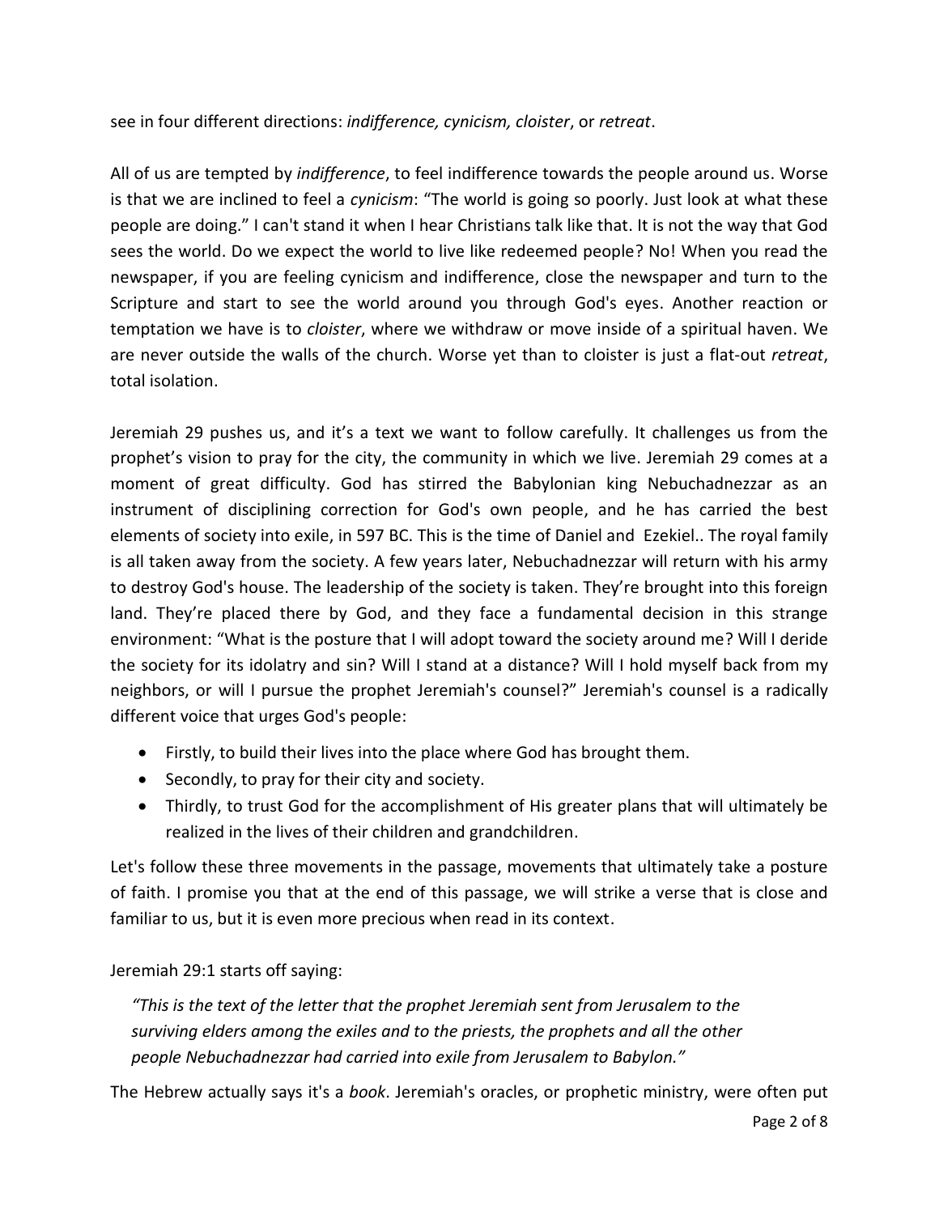see in four different directions: *indifference, cynicism, cloister*, or *retreat*.

All of us are tempted by *indifference*, to feel indifference towards the people around us. Worse is that we are inclined to feel a *cynicism*: "The world is going so poorly. Just look at what these people are doing." I can't stand it when I hear Christians talk like that. It is not the way that God sees the world. Do we expect the world to live like redeemed people? No! When you read the newspaper, if you are feeling cynicism and indifference, close the newspaper and turn to the Scripture and start to see the world around you through God's eyes. Another reaction or temptation we have is to *cloister*, where we withdraw or move inside of a spiritual haven. We are never outside the walls of the church. Worse yet than to cloister is just a flat-out *retreat*, total isolation.

Jeremiah 29 pushes us, and it's a text we want to follow carefully. It challenges us from the prophet's vision to pray for the city, the community in which we live. Jeremiah 29 comes at a moment of great difficulty. God has stirred the Babylonian king Nebuchadnezzar as an instrument of disciplining correction for God's own people, and he has carried the best elements of society into exile, in 597 BC. This is the time of Daniel and Ezekiel.. The royal family is all taken away from the society. A few years later, Nebuchadnezzar will return with his army to destroy God's house. The leadership of the society is taken. They're brought into this foreign land. They're placed there by God, and they face a fundamental decision in this strange environment: "What is the posture that I will adopt toward the society around me? Will I deride the society for its idolatry and sin? Will I stand at a distance? Will I hold myself back from my neighbors, or will I pursue the prophet Jeremiah's counsel?" Jeremiah's counsel is a radically different voice that urges God's people:

- Firstly, to build their lives into the place where God has brought them.
- Secondly, to pray for their city and society.
- Thirdly, to trust God for the accomplishment of His greater plans that will ultimately be realized in the lives of their children and grandchildren.

Let's follow these three movements in the passage, movements that ultimately take a posture of faith. I promise you that at the end of this passage, we will strike a verse that is close and familiar to us, but it is even more precious when read in its context.

Jeremiah 29:1 starts off saying:

> *"This is the text of the letter that the prophet Jeremiah sent from Jerusalem to the surviving elders among the exiles and to the priests, the prophets and all the other people Nebuchadnezzar had carried into exile from Jerusalem to Babylon."*

The Hebrew actually says it's a *book*. Jeremiah's oracles, or prophetic ministry, were often put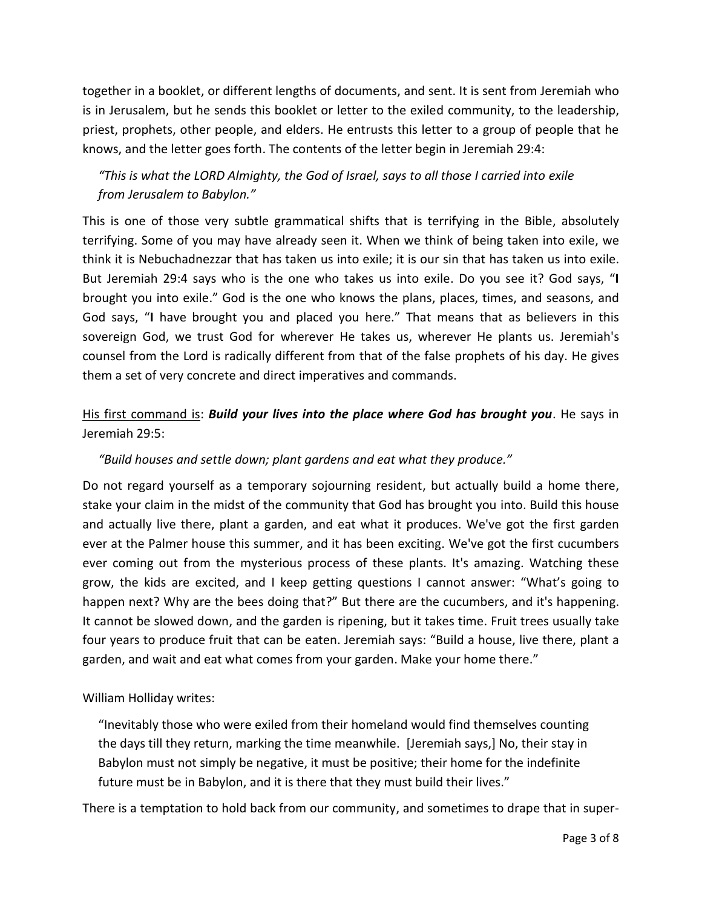together in a booklet, or different lengths of documents, and sent. It is sent from Jeremiah who is in Jerusalem, but he sends this booklet or letter to the exiled community, to the leadership, priest, prophets, other people, and elders. He entrusts this letter to a group of people that he knows, and the letter goes forth. The contents of the letter begin in Jeremiah 29:4:

> *"This is what the LORD Almighty, the God of Israel, says to all those I carried into exile from Jerusalem to Babylon."*

This is one of those very subtle grammatical shifts that is terrifying in the Bible, absolutely terrifying. Some of you may have already seen it. When we think of being taken into exile, we think it is Nebuchadnezzar that has taken us into exile; it is our sin that has taken us into exile. But Jeremiah 29:4 says who is the one who takes us into exile. Do you see it? God says, "**I** brought you into exile." God is the one who knows the plans, places, times, and seasons, and God says, "**I** have brought you and placed you here." That means that as believers in this sovereign God, we trust God for wherever He takes us, wherever He plants us. Jeremiah's counsel from the Lord is radically different from that of the false prophets of his day. He gives them a set of very concrete and direct imperatives and commands.

<u>His first command is</u>: ***Build your lives into the place where God has brought you***. He says in Jeremiah 29:5:

> *"Build houses and settle down; plant gardens and eat what they produce."*

Do not regard yourself as a temporary sojourning resident, but actually build a home there, stake your claim in the midst of the community that God has brought you into. Build this house and actually live there, plant a garden, and eat what it produces. We've got the first garden ever at the Palmer house this summer, and it has been exciting. We've got the first cucumbers ever coming out from the mysterious process of these plants. It's amazing. Watching these grow, the kids are excited, and I keep getting questions I cannot answer: "What's going to happen next? Why are the bees doing that?" But there are the cucumbers, and it's happening. It cannot be slowed down, and the garden is ripening, but it takes time. Fruit trees usually take four years to produce fruit that can be eaten. Jeremiah says: "Build a house, live there, plant a garden, and wait and eat what comes from your garden. Make your home there."

William Holliday writes:

> "Inevitably those who were exiled from their homeland would find themselves counting the days till they return, marking the time meanwhile. [Jeremiah says,] No, their stay in Babylon must not simply be negative, it must be positive; their home for the indefinite future must be in Babylon, and it is there that they must build their lives."

There is a temptation to hold back from our community, and sometimes to drape that in super-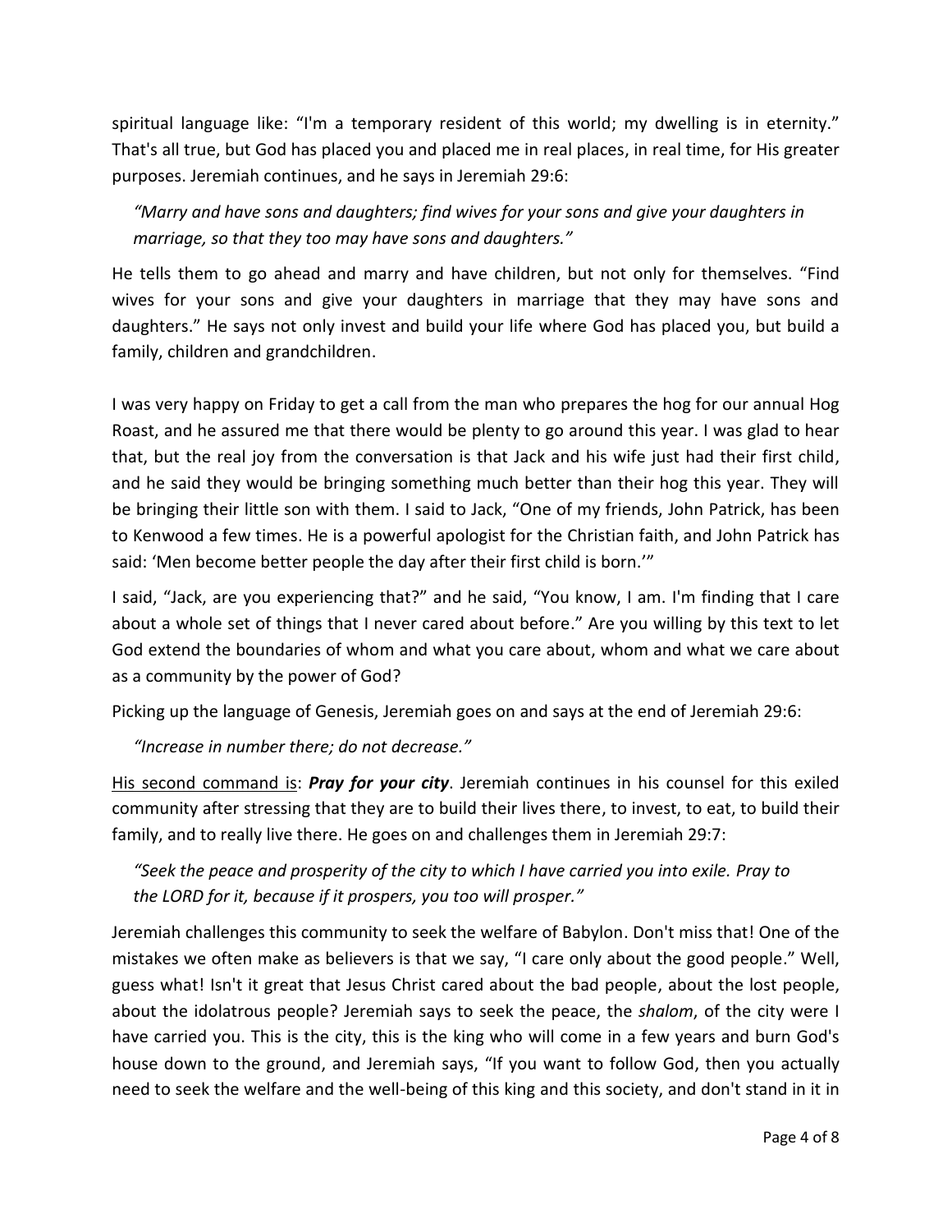spiritual language like: "I'm a temporary resident of this world; my dwelling is in eternity." That's all true, but God has placed you and placed me in real places, in real time, for His greater purposes. Jeremiah continues, and he says in Jeremiah 29:6:

> *"Marry and have sons and daughters; find wives for your sons and give your daughters in marriage, so that they too may have sons and daughters."*

He tells them to go ahead and marry and have children, but not only for themselves. "Find wives for your sons and give your daughters in marriage that they may have sons and daughters." He says not only invest and build your life where God has placed you, but build a family, children and grandchildren.

I was very happy on Friday to get a call from the man who prepares the hog for our annual Hog Roast, and he assured me that there would be plenty to go around this year. I was glad to hear that, but the real joy from the conversation is that Jack and his wife just had their first child, and he said they would be bringing something much better than their hog this year. They will be bringing their little son with them. I said to Jack, "One of my friends, John Patrick, has been to Kenwood a few times. He is a powerful apologist for the Christian faith, and John Patrick has said: 'Men become better people the day after their first child is born.'"

I said, "Jack, are you experiencing that?" and he said, "You know, I am. I'm finding that I care about a whole set of things that I never cared about before." Are you willing by this text to let God extend the boundaries of whom and what you care about, whom and what we care about as a community by the power of God?

Picking up the language of Genesis, Jeremiah goes on and says at the end of Jeremiah 29:6:

> *"Increase in number there; do not decrease."*

<u>His second command is</u>: ***Pray for your city***. Jeremiah continues in his counsel for this exiled community after stressing that they are to build their lives there, to invest, to eat, to build their family, and to really live there. He goes on and challenges them in Jeremiah 29:7:

> *"Seek the peace and prosperity of the city to which I have carried you into exile. Pray to the LORD for it, because if it prospers, you too will prosper."*

Jeremiah challenges this community to seek the welfare of Babylon. Don't miss that! One of the mistakes we often make as believers is that we say, "I care only about the good people." Well, guess what! Isn't it great that Jesus Christ cared about the bad people, about the lost people, about the idolatrous people? Jeremiah says to seek the peace, the *shalom*, of the city were I have carried you. This is the city, this is the king who will come in a few years and burn God's house down to the ground, and Jeremiah says, "If you want to follow God, then you actually need to seek the welfare and the well-being of this king and this society, and don't stand in it in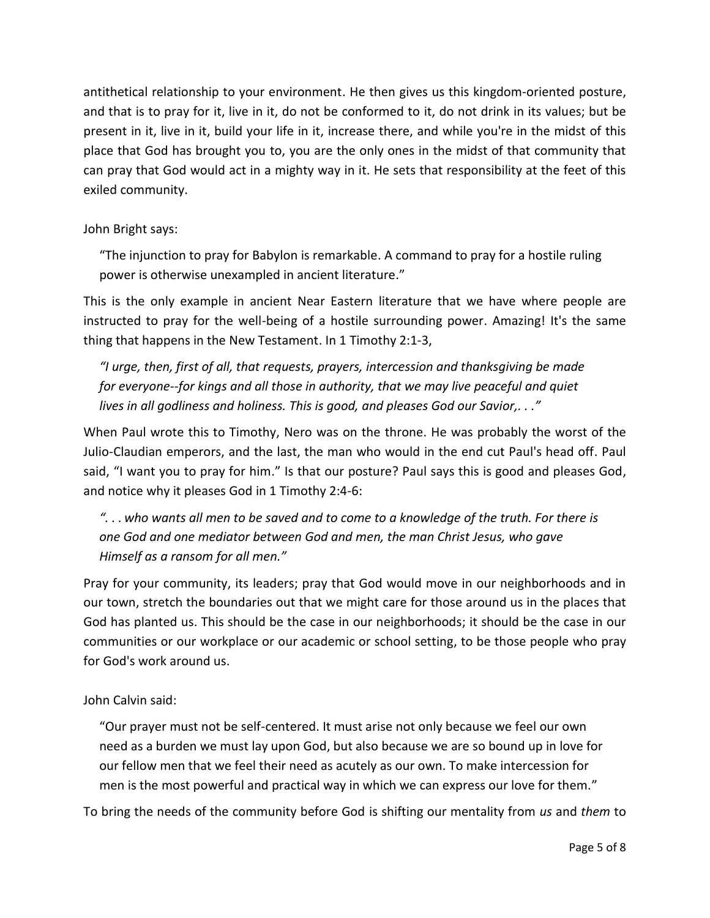antithetical relationship to your environment. He then gives us this kingdom-oriented posture, and that is to pray for it, live in it, do not be conformed to it, do not drink in its values; but be present in it, live in it, build your life in it, increase there, and while you're in the midst of this place that God has brought you to, you are the only ones in the midst of that community that can pray that God would act in a mighty way in it. He sets that responsibility at the feet of this exiled community.

John Bright says:

> "The injunction to pray for Babylon is remarkable. A command to pray for a hostile ruling power is otherwise unexampled in ancient literature."

This is the only example in ancient Near Eastern literature that we have where people are instructed to pray for the well-being of a hostile surrounding power. Amazing! It's the same thing that happens in the New Testament. In 1 Timothy 2:1-3,

> *"I urge, then, first of all, that requests, prayers, intercession and thanksgiving be made for everyone--for kings and all those in authority, that we may live peaceful and quiet lives in all godliness and holiness. This is good, and pleases God our Savior,. . ."*

When Paul wrote this to Timothy, Nero was on the throne. He was probably the worst of the Julio-Claudian emperors, and the last, the man who would in the end cut Paul's head off. Paul said, "I want you to pray for him." Is that our posture? Paul says this is good and pleases God, and notice why it pleases God in 1 Timothy 2:4-6:

> *". . . who wants all men to be saved and to come to a knowledge of the truth. For there is one God and one mediator between God and men, the man Christ Jesus, who gave Himself as a ransom for all men."*

Pray for your community, its leaders; pray that God would move in our neighborhoods and in our town, stretch the boundaries out that we might care for those around us in the places that God has planted us. This should be the case in our neighborhoods; it should be the case in our communities or our workplace or our academic or school setting, to be those people who pray for God's work around us.

John Calvin said:

> "Our prayer must not be self-centered. It must arise not only because we feel our own need as a burden we must lay upon God, but also because we are so bound up in love for our fellow men that we feel their need as acutely as our own. To make intercession for men is the most powerful and practical way in which we can express our love for them."

To bring the needs of the community before God is shifting our mentality from *us* and *them* to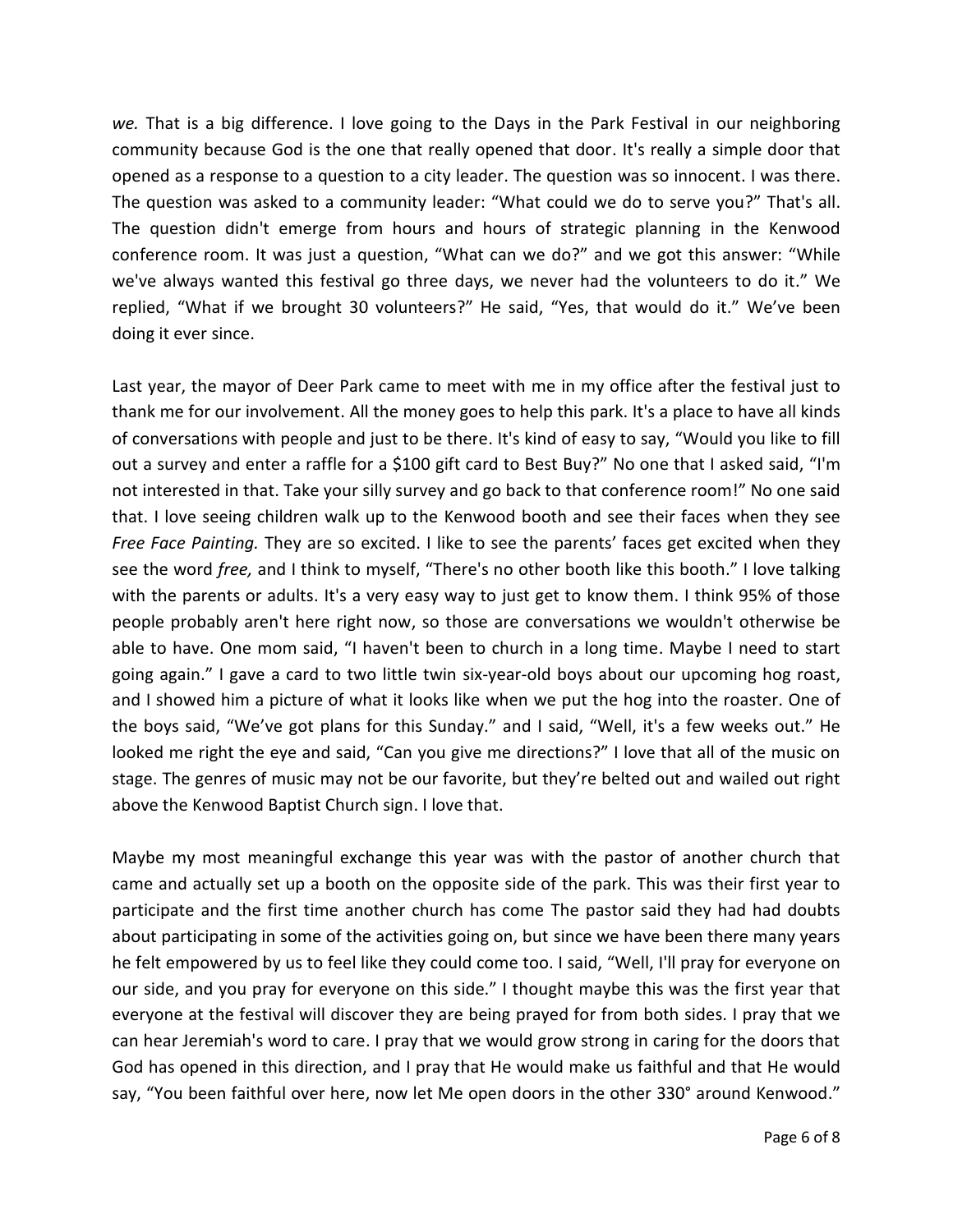*we.* That is a big difference. I love going to the Days in the Park Festival in our neighboring community because God is the one that really opened that door. It's really a simple door that opened as a response to a question to a city leader. The question was so innocent. I was there. The question was asked to a community leader: "What could we do to serve you?" That's all. The question didn't emerge from hours and hours of strategic planning in the Kenwood conference room. It was just a question, "What can we do?" and we got this answer: "While we've always wanted this festival go three days, we never had the volunteers to do it." We replied, "What if we brought 30 volunteers?" He said, "Yes, that would do it." We've been doing it ever since.

Last year, the mayor of Deer Park came to meet with me in my office after the festival just to thank me for our involvement. All the money goes to help this park. It's a place to have all kinds of conversations with people and just to be there. It's kind of easy to say, "Would you like to fill out a survey and enter a raffle for a $100 gift card to Best Buy?" No one that I asked said, "I'm not interested in that. Take your silly survey and go back to that conference room!" No one said that. I love seeing children walk up to the Kenwood booth and see their faces when they see *Free Face Painting.* They are so excited. I like to see the parents' faces get excited when they see the word *free,* and I think to myself, "There's no other booth like this booth." I love talking with the parents or adults. It's a very easy way to just get to know them. I think 95% of those people probably aren't here right now, so those are conversations we wouldn't otherwise be able to have. One mom said, "I haven't been to church in a long time. Maybe I need to start going again." I gave a card to two little twin six-year-old boys about our upcoming hog roast, and I showed him a picture of what it looks like when we put the hog into the roaster. One of the boys said, "We've got plans for this Sunday." and I said, "Well, it's a few weeks out." He looked me right the eye and said, "Can you give me directions?" I love that all of the music on stage. The genres of music may not be our favorite, but they're belted out and wailed out right above the Kenwood Baptist Church sign. I love that.

Maybe my most meaningful exchange this year was with the pastor of another church that came and actually set up a booth on the opposite side of the park. This was their first year to participate and the first time another church has come The pastor said they had had doubts about participating in some of the activities going on, but since we have been there many years he felt empowered by us to feel like they could come too. I said, "Well, I'll pray for everyone on our side, and you pray for everyone on this side." I thought maybe this was the first year that everyone at the festival will discover they are being prayed for from both sides. I pray that we can hear Jeremiah's word to care. I pray that we would grow strong in caring for the doors that God has opened in this direction, and I pray that He would make us faithful and that He would say, "You been faithful over here, now let Me open doors in the other 330° around Kenwood."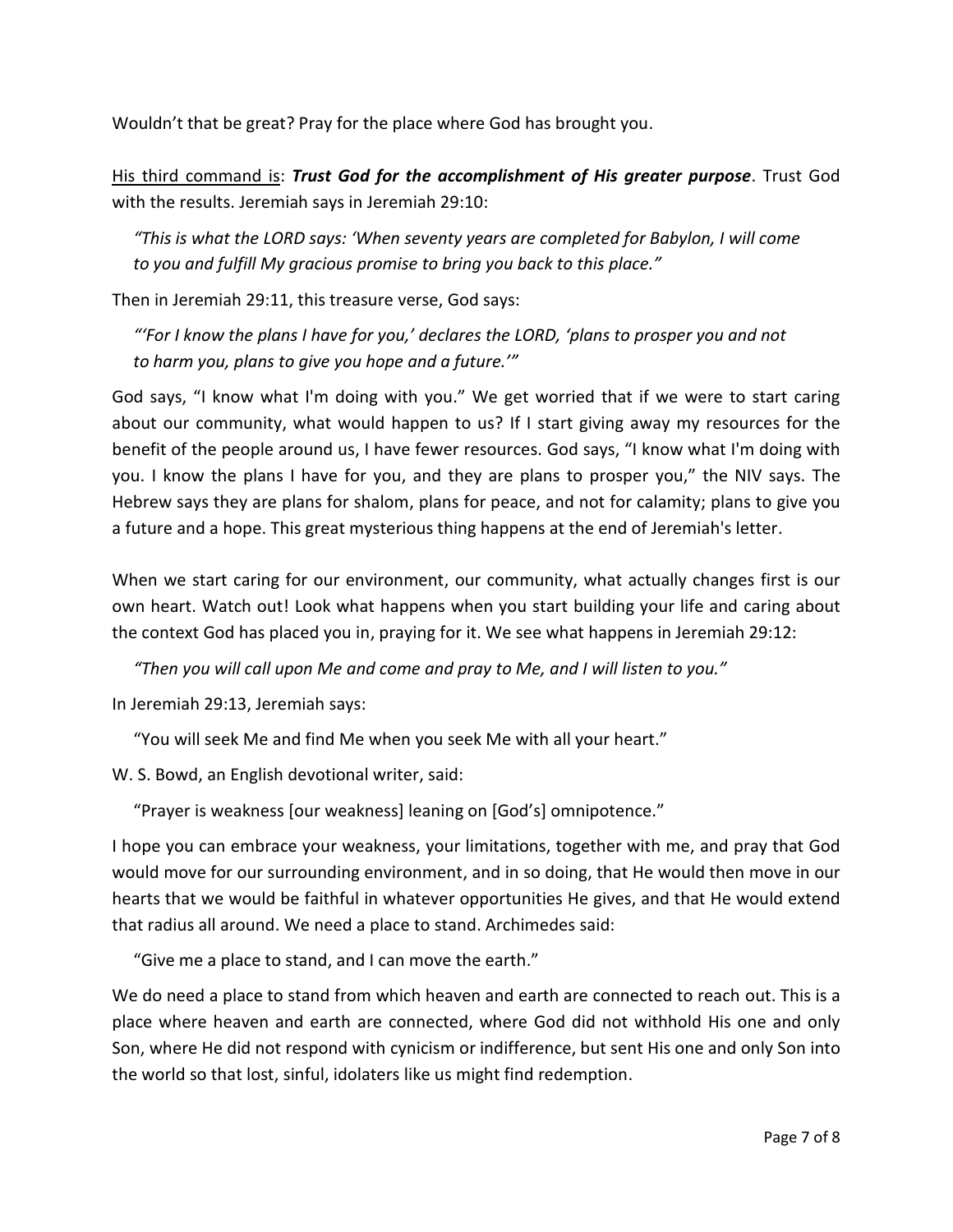Wouldn't that be great? Pray for the place where God has brought you.

<u>His third command is</u>: ***Trust God for the accomplishment of His greater purpose***. Trust God with the results. Jeremiah says in Jeremiah 29:10:

> *"This is what the LORD says: 'When seventy years are completed for Babylon, I will come to you and fulfill My gracious promise to bring you back to this place."*

Then in Jeremiah 29:11, this treasure verse, God says:

> *"'For I know the plans I have for you,' declares the LORD, 'plans to prosper you and not to harm you, plans to give you hope and a future.'"*

God says, "I know what I'm doing with you." We get worried that if we were to start caring about our community, what would happen to us? If I start giving away my resources for the benefit of the people around us, I have fewer resources. God says, "I know what I'm doing with you. I know the plans I have for you, and they are plans to prosper you," the NIV says. The Hebrew says they are plans for shalom, plans for peace, and not for calamity; plans to give you a future and a hope. This great mysterious thing happens at the end of Jeremiah's letter.

When we start caring for our environment, our community, what actually changes first is our own heart. Watch out! Look what happens when you start building your life and caring about the context God has placed you in, praying for it. We see what happens in Jeremiah 29:12:

> *"Then you will call upon Me and come and pray to Me, and I will listen to you."*

In Jeremiah 29:13, Jeremiah says:

> "You will seek Me and find Me when you seek Me with all your heart."

W. S. Bowd, an English devotional writer, said:

> "Prayer is weakness [our weakness] leaning on [God's] omnipotence."

I hope you can embrace your weakness, your limitations, together with me, and pray that God would move for our surrounding environment, and in so doing, that He would then move in our hearts that we would be faithful in whatever opportunities He gives, and that He would extend that radius all around. We need a place to stand. Archimedes said:

> "Give me a place to stand, and I can move the earth."

We do need a place to stand from which heaven and earth are connected to reach out. This is a place where heaven and earth are connected, where God did not withhold His one and only Son, where He did not respond with cynicism or indifference, but sent His one and only Son into the world so that lost, sinful, idolaters like us might find redemption.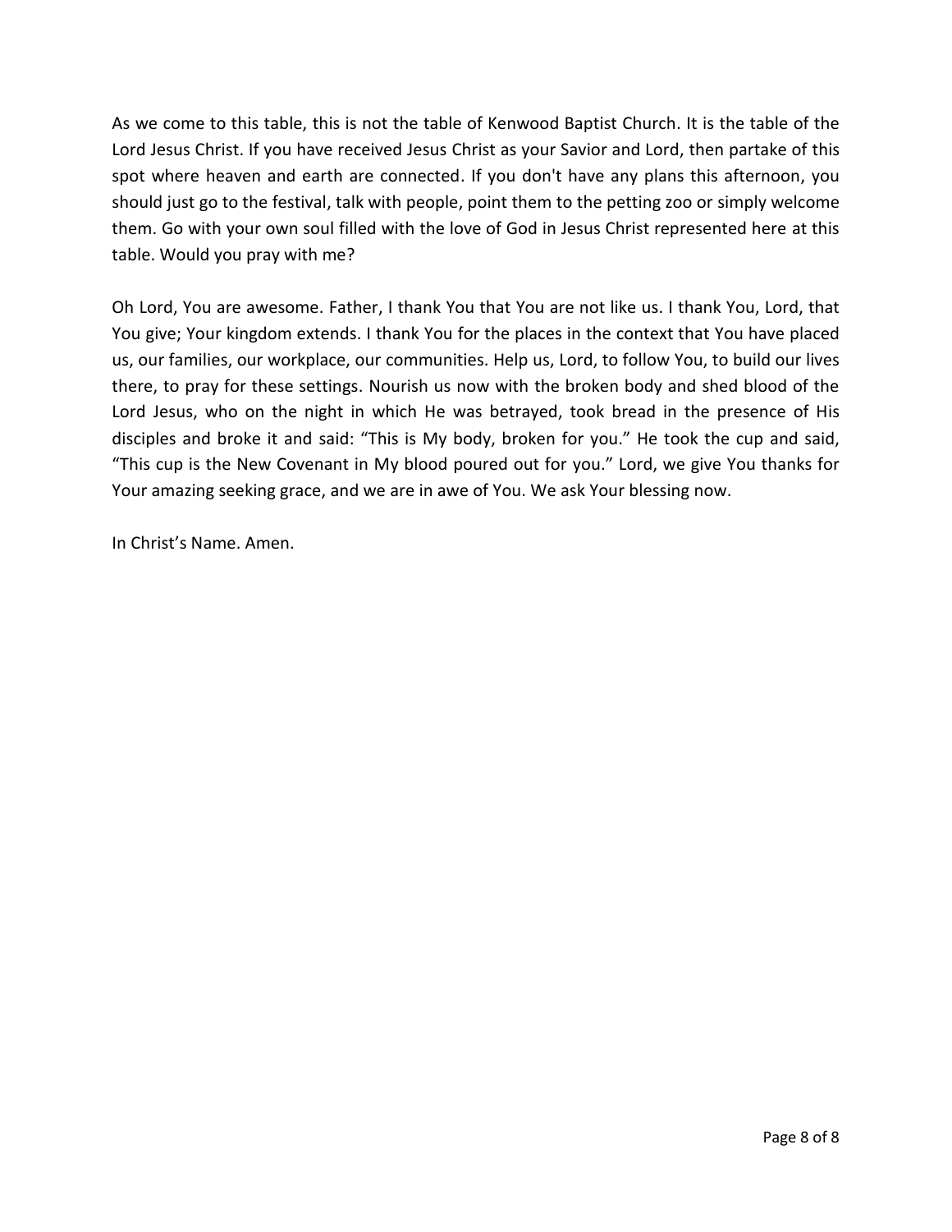As we come to this table, this is not the table of Kenwood Baptist Church. It is the table of the Lord Jesus Christ. If you have received Jesus Christ as your Savior and Lord, then partake of this spot where heaven and earth are connected. If you don't have any plans this afternoon, you should just go to the festival, talk with people, point them to the petting zoo or simply welcome them. Go with your own soul filled with the love of God in Jesus Christ represented here at this table. Would you pray with me?

Oh Lord, You are awesome. Father, I thank You that You are not like us. I thank You, Lord, that You give; Your kingdom extends. I thank You for the places in the context that You have placed us, our families, our workplace, our communities. Help us, Lord, to follow You, to build our lives there, to pray for these settings. Nourish us now with the broken body and shed blood of the Lord Jesus, who on the night in which He was betrayed, took bread in the presence of His disciples and broke it and said: "This is My body, broken for you." He took the cup and said, "This cup is the New Covenant in My blood poured out for you." Lord, we give You thanks for Your amazing seeking grace, and we are in awe of You. We ask Your blessing now.

In Christ's Name. Amen.